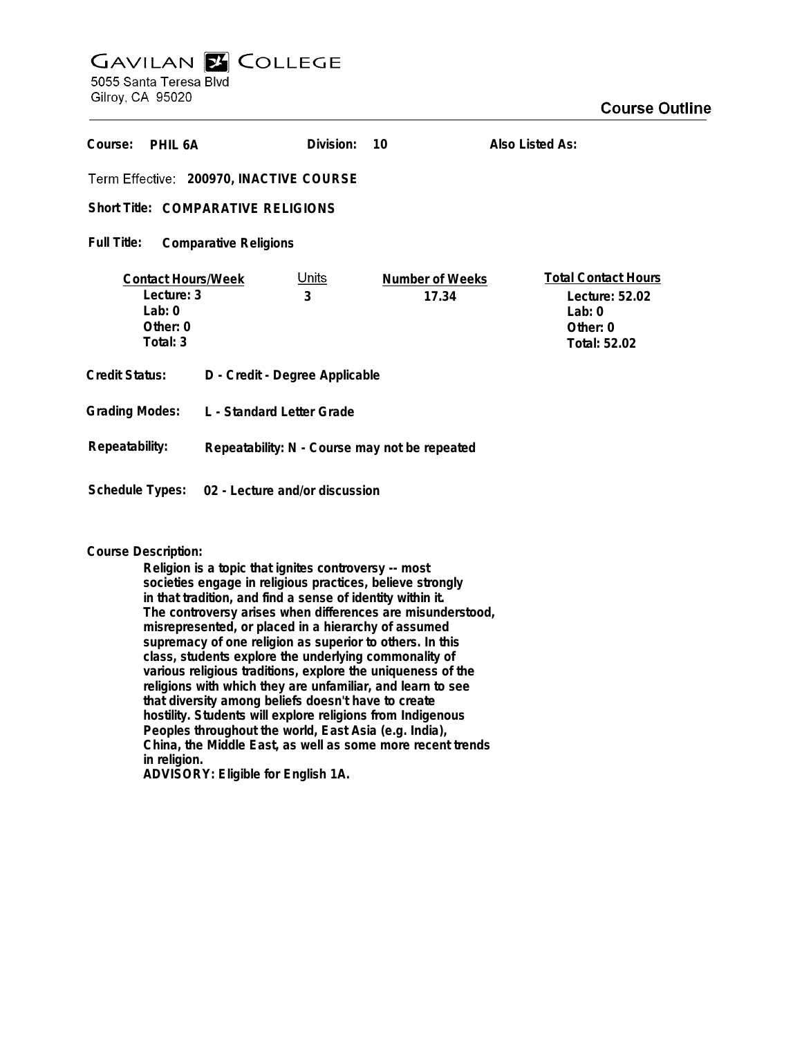# GAVILAN COLLEGE

5055 Santa Teresa Blvd
Gilroy, CA 95020

## Course Outline

**Course:** PHIL 6A **Division:** 10 **Also Listed As:**

**Term Effective:** 200970, INACTIVE COURSE

**Short Title:** COMPARATIVE RELIGIONS

**Full Title:** Comparative Religions

| Contact Hours/Week | Units | Number of Weeks | Total Contact Hours |
|---|---|---|---|
| Lecture: 3 | 3 | 17.34 | Lecture: 52.02 |
| Lab: 0 | | | Lab: 0 |
| Other: 0 | | | Other: 0 |
| Total: 3 | | | Total: 52.02 |

**Credit Status:** D - Credit - Degree Applicable

**Grading Modes:** L - Standard Letter Grade

**Repeatability:** Repeatability: N - Course may not be repeated

**Schedule Types:** 02 - Lecture and/or discussion

**Course Description:**

Religion is a topic that ignites controversy -- most societies engage in religious practices, believe strongly in that tradition, and find a sense of identity within it. The controversy arises when differences are misunderstood, misrepresented, or placed in a hierarchy of assumed supremacy of one religion as superior to others. In this class, students explore the underlying commonality of various religious traditions, explore the uniqueness of the religions with which they are unfamiliar, and learn to see that diversity among beliefs doesn't have to create hostility. Students will explore religions from Indigenous Peoples throughout the world, East Asia (e.g. India), China, the Middle East, as well as some more recent trends in religion.

ADVISORY: Eligible for English 1A.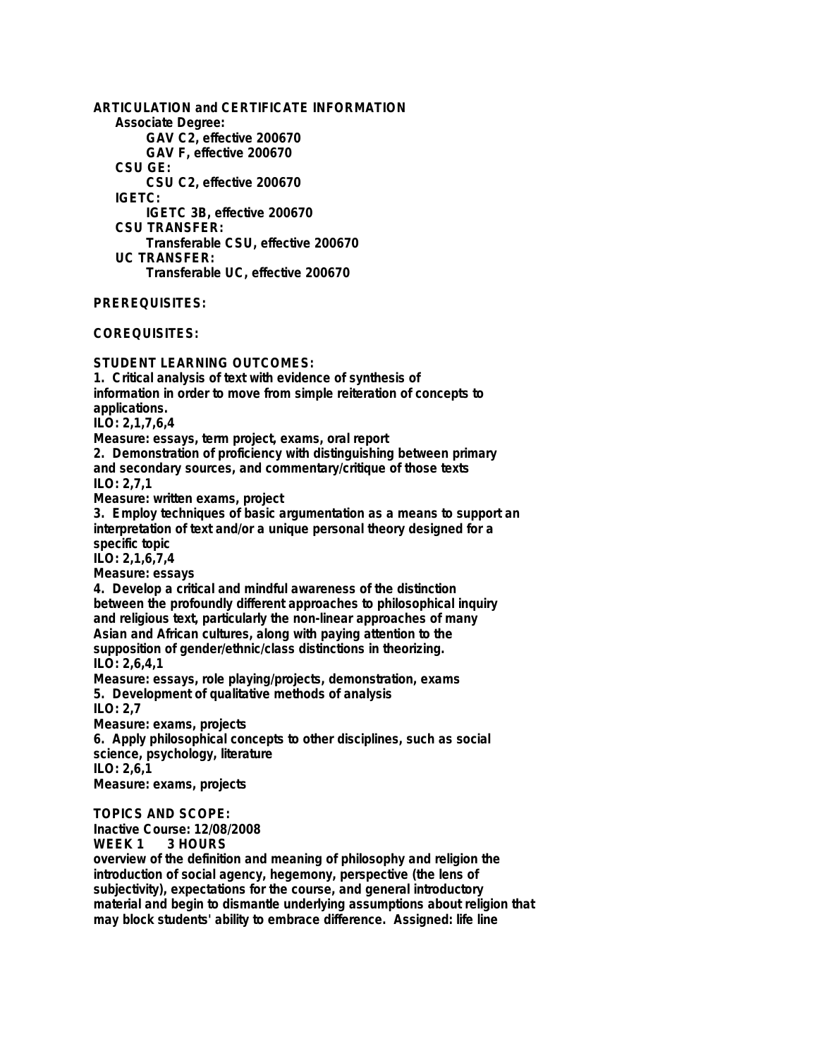**ARTICULATION and CERTIFICATE INFORMATION**

**Associate Degree:**

**GAV C2, effective 200670**

**GAV F, effective 200670**

**CSU GE:**

**CSU C2, effective 200670**

**IGETC:**

**IGETC 3B, effective 200670**

**CSU TRANSFER:**

**Transferable CSU, effective 200670**

**UC TRANSFER:**

**Transferable UC, effective 200670**

**PREREQUISITES:**

**COREQUISITES:**

**STUDENT LEARNING OUTCOMES:**

1. Critical analysis of text with evidence of synthesis of information in order to move from simple reiteration of concepts to applications.
ILO: 2,1,7,6,4
Measure: essays, term project, exams, oral report
2. Demonstration of proficiency with distinguishing between primary and secondary sources, and commentary/critique of those texts
ILO: 2,7,1
Measure: written exams, project
3. Employ techniques of basic argumentation as a means to support an interpretation of text and/or a unique personal theory designed for a specific topic
ILO: 2,1,6,7,4
Measure: essays
4. Develop a critical and mindful awareness of the distinction between the profoundly different approaches to philosophical inquiry and religious text, particularly the non-linear approaches of many Asian and African cultures, along with paying attention to the supposition of gender/ethnic/class distinctions in theorizing.
ILO: 2,6,4,1
Measure: essays, role playing/projects, demonstration, exams
5. Development of qualitative methods of analysis
ILO: 2,7
Measure: exams, projects
6. Apply philosophical concepts to other disciplines, such as social science, psychology, literature
ILO: 2,6,1
Measure: exams, projects

**TOPICS AND SCOPE:**

Inactive Course: 12/08/2008

**WEEK 1 3 HOURS**

overview of the definition and meaning of philosophy and religion the introduction of social agency, hegemony, perspective (the lens of subjectivity), expectations for the course, and general introductory material and begin to dismantle underlying assumptions about religion that may block students' ability to embrace difference. Assigned: life line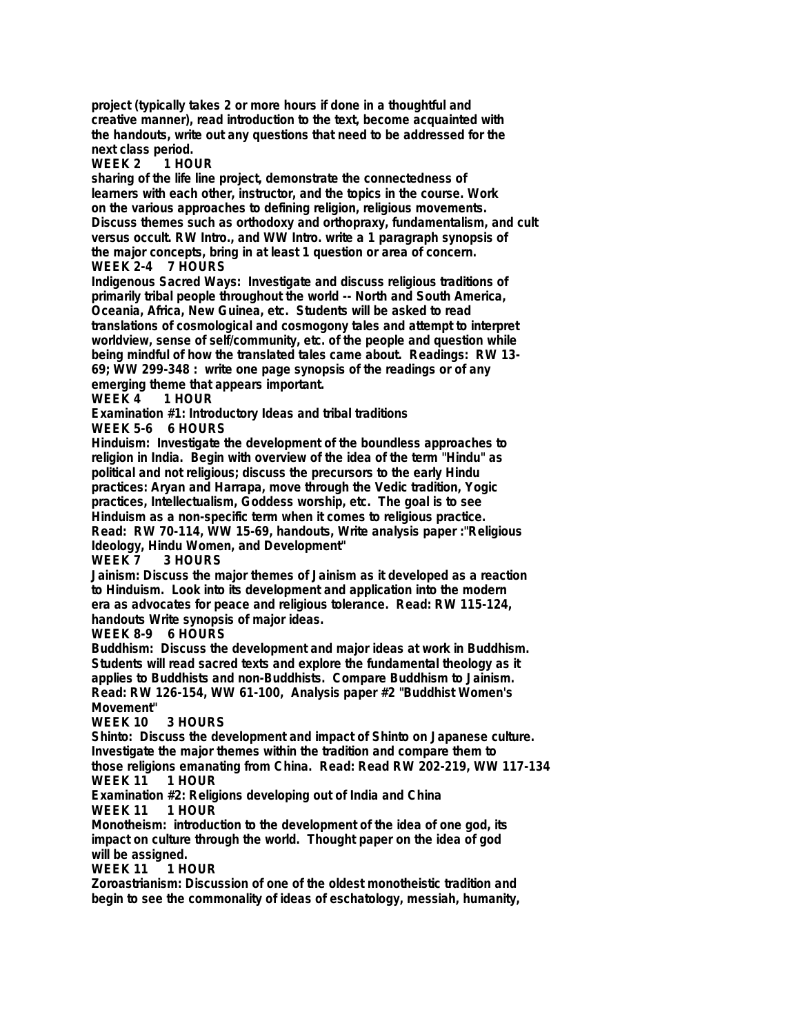**project (typically takes 2 or more hours if done in a thoughtful and creative manner), read introduction to the text, become acquainted with the handouts, write out any questions that need to be addressed for the next class period.**

**WEEK 2 1 HOUR**

**sharing of the life line project, demonstrate the connectedness of learners with each other, instructor, and the topics in the course. Work on the various approaches to defining religion, religious movements. Discuss themes such as orthodoxy and orthopraxy, fundamentalism, and cult versus occult. RW Intro., and WW Intro. write a 1 paragraph synopsis of the major concepts, bring in at least 1 question or area of concern.**

**WEEK 2-4 7 HOURS**

**Indigenous Sacred Ways: Investigate and discuss religious traditions of primarily tribal people throughout the world -- North and South America, Oceania, Africa, New Guinea, etc. Students will be asked to read translations of cosmological and cosmogony tales and attempt to interpret worldview, sense of self/community, etc. of the people and question while being mindful of how the translated tales came about. Readings: RW 13-69; WW 299-348 : write one page synopsis of the readings or of any emerging theme that appears important.**

**WEEK 4 1 HOUR**

**Examination #1: Introductory Ideas and tribal traditions**

**WEEK 5-6 6 HOURS**

**Hinduism: Investigate the development of the boundless approaches to religion in India. Begin with overview of the idea of the term "Hindu" as political and not religious; discuss the precursors to the early Hindu practices: Aryan and Harrapa, move through the Vedic tradition, Yogic practices, Intellectualism, Goddess worship, etc. The goal is to see Hinduism as a non-specific term when it comes to religious practice. Read: RW 70-114, WW 15-69, handouts, Write analysis paper :"Religious Ideology, Hindu Women, and Development"**

**WEEK 7 3 HOURS**

**Jainism: Discuss the major themes of Jainism as it developed as a reaction to Hinduism. Look into its development and application into the modern era as advocates for peace and religious tolerance. Read: RW 115-124, handouts Write synopsis of major ideas.**

**WEEK 8-9 6 HOURS**

**Buddhism: Discuss the development and major ideas at work in Buddhism. Students will read sacred texts and explore the fundamental theology as it applies to Buddhists and non-Buddhists. Compare Buddhism to Jainism. Read: RW 126-154, WW 61-100, Analysis paper #2 "Buddhist Women's Movement"**

**WEEK 10 3 HOURS**

**Shinto: Discuss the development and impact of Shinto on Japanese culture. Investigate the major themes within the tradition and compare them to those religions emanating from China. Read: Read RW 202-219, WW 117-134**

**WEEK 11 1 HOUR**

**Examination #2: Religions developing out of India and China**

**WEEK 11 1 HOUR**

**Monotheism: introduction to the development of the idea of one god, its impact on culture through the world. Thought paper on the idea of god will be assigned.**

**WEEK 11 1 HOUR**

**Zoroastrianism: Discussion of one of the oldest monotheistic tradition and begin to see the commonality of ideas of eschatology, messiah, humanity,**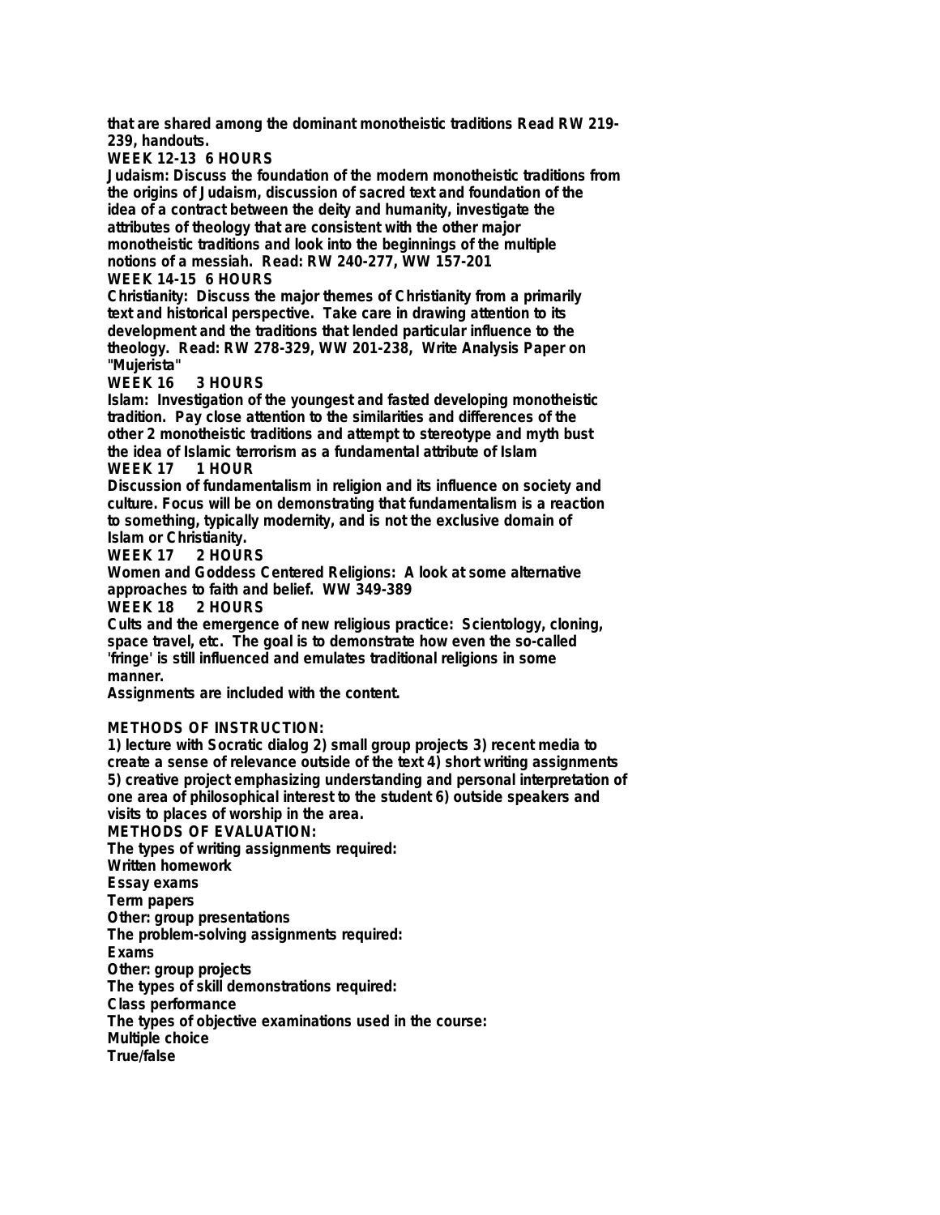that are shared among the dominant monotheistic traditions Read RW 219-239, handouts.

**WEEK 12-13 6 HOURS**

Judaism: Discuss the foundation of the modern monotheistic traditions from the origins of Judaism, discussion of sacred text and foundation of the idea of a contract between the deity and humanity, investigate the attributes of theology that are consistent with the other major monotheistic traditions and look into the beginnings of the multiple notions of a messiah. Read: RW 240-277, WW 157-201

**WEEK 14-15 6 HOURS**

Christianity: Discuss the major themes of Christianity from a primarily text and historical perspective. Take care in drawing attention to its development and the traditions that lended particular influence to the theology. Read: RW 278-329, WW 201-238, Write Analysis Paper on "Mujerista"

**WEEK 16 3 HOURS**

Islam: Investigation of the youngest and fasted developing monotheistic tradition. Pay close attention to the similarities and differences of the other 2 monotheistic traditions and attempt to stereotype and myth bust the idea of Islamic terrorism as a fundamental attribute of Islam

**WEEK 17 1 HOUR**

Discussion of fundamentalism in religion and its influence on society and culture. Focus will be on demonstrating that fundamentalism is a reaction to something, typically modernity, and is not the exclusive domain of Islam or Christianity.

**WEEK 17 2 HOURS**

Women and Goddess Centered Religions: A look at some alternative approaches to faith and belief. WW 349-389

**WEEK 18 2 HOURS**

Cults and the emergence of new religious practice: Scientology, cloning, space travel, etc. The goal is to demonstrate how even the so-called 'fringe' is still influenced and emulates traditional religions in some manner.

Assignments are included with the content.

## METHODS OF INSTRUCTION:

1) lecture with Socratic dialog 2) small group projects 3) recent media to create a sense of relevance outside of the text 4) short writing assignments 5) creative project emphasizing understanding and personal interpretation of one area of philosophical interest to the student 6) outside speakers and visits to places of worship in the area.

## METHODS OF EVALUATION:

The types of writing assignments required:
Written homework
Essay exams
Term papers
Other: group presentations
The problem-solving assignments required:
Exams
Other: group projects
The types of skill demonstrations required:
Class performance
The types of objective examinations used in the course:
Multiple choice
True/false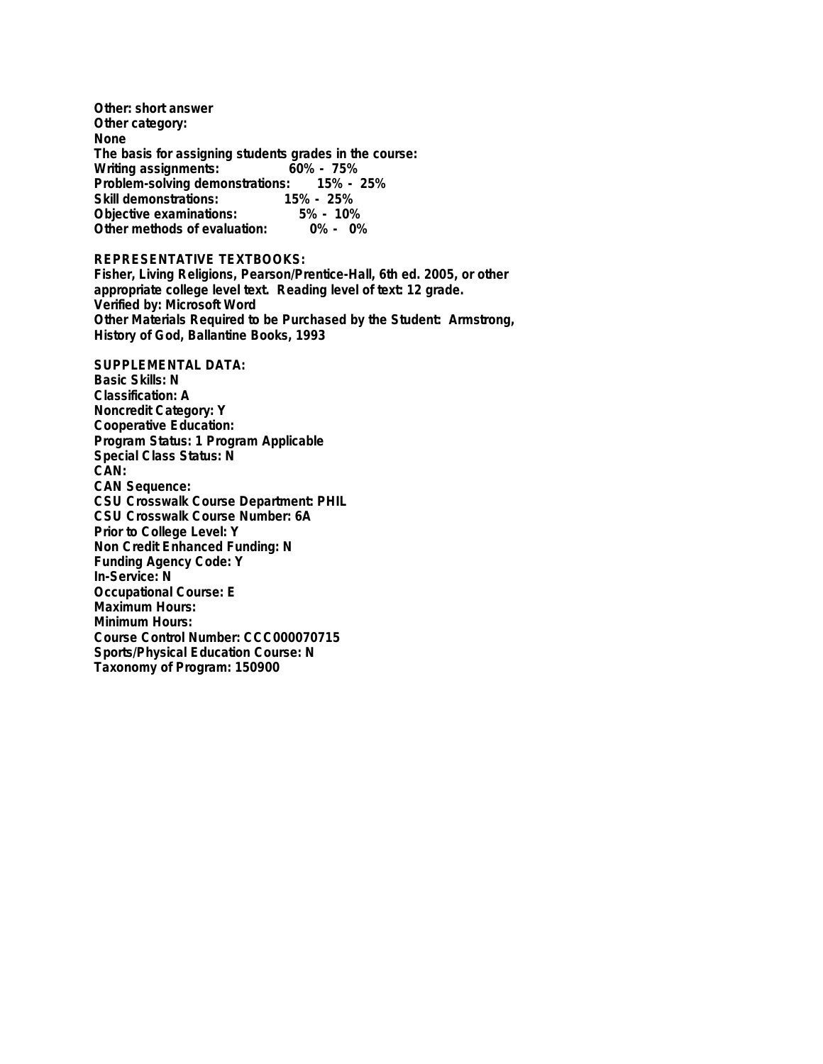**Other: short answer**
**Other category:**
**None**
**The basis for assigning students grades in the course:**
**Writing assignments: 60% - 75%**
**Problem-solving demonstrations: 15% - 25%**
**Skill demonstrations: 15% - 25%**
**Objective examinations: 5% - 10%**
**Other methods of evaluation: 0% - 0%**

**REPRESENTATIVE TEXTBOOKS:**
**Fisher, Living Religions, Pearson/Prentice-Hall, 6th ed. 2005, or other appropriate college level text. Reading level of text: 12 grade.**
**Verified by: Microsoft Word**
**Other Materials Required to be Purchased by the Student: Armstrong, History of God, Ballantine Books, 1993**

**SUPPLEMENTAL DATA:**
**Basic Skills: N**
**Classification: A**
**Noncredit Category: Y**
**Cooperative Education:**
**Program Status: 1 Program Applicable**
**Special Class Status: N**
**CAN:**
**CAN Sequence:**
**CSU Crosswalk Course Department: PHIL**
**CSU Crosswalk Course Number: 6A**
**Prior to College Level: Y**
**Non Credit Enhanced Funding: N**
**Funding Agency Code: Y**
**In-Service: N**
**Occupational Course: E**
**Maximum Hours:**
**Minimum Hours:**
**Course Control Number: CCC000070715**
**Sports/Physical Education Course: N**
**Taxonomy of Program: 150900**